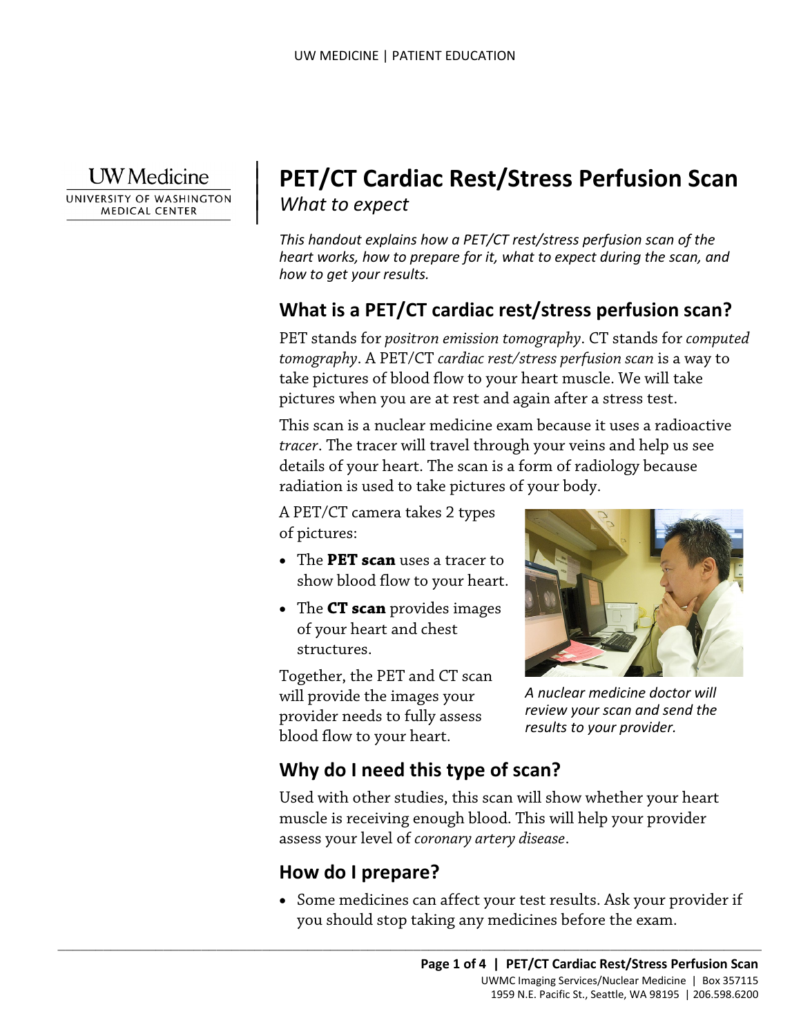UW Medicine
UNIVERSITY OF WASHINGTON MEDICAL CENTER

# PET/CT Cardiac Rest/Stress Perfusion Scan

*What to expect*

*This handout explains how a PET/CT rest/stress perfusion scan of the heart works, how to prepare for it, what to expect during the scan, and how to get your results.*

## What is a PET/CT cardiac rest/stress perfusion scan?

PET stands for *positron emission tomography*. CT stands for *computed tomography*. A PET/CT *cardiac rest/stress perfusion scan* is a way to take pictures of blood flow to your heart muscle. We will take pictures when you are at rest and again after a stress test.

This scan is a nuclear medicine exam because it uses a radioactive *tracer*. The tracer will travel through your veins and help us see details of your heart. The scan is a form of radiology because radiation is used to take pictures of your body.

A PET/CT camera takes 2 types of pictures:

- The **PET scan** uses a tracer to show blood flow to your heart.
- The **CT scan** provides images of your heart and chest structures.

Together, the PET and CT scan will provide the images your provider needs to fully assess blood flow to your heart.

*A nuclear medicine doctor will review your scan and send the results to your provider.*

## Why do I need this type of scan?

Used with other studies, this scan will show whether your heart muscle is receiving enough blood. This will help your provider assess your level of *coronary artery disease*.

## How do I prepare?

- Some medicines can affect your test results. Ask your provider if you should stop taking any medicines before the exam.

UWMC Imaging Services/Nuclear Medicine | Box 357115
1959 N.E. Pacific St., Seattle, WA 98195 | 206.598.6200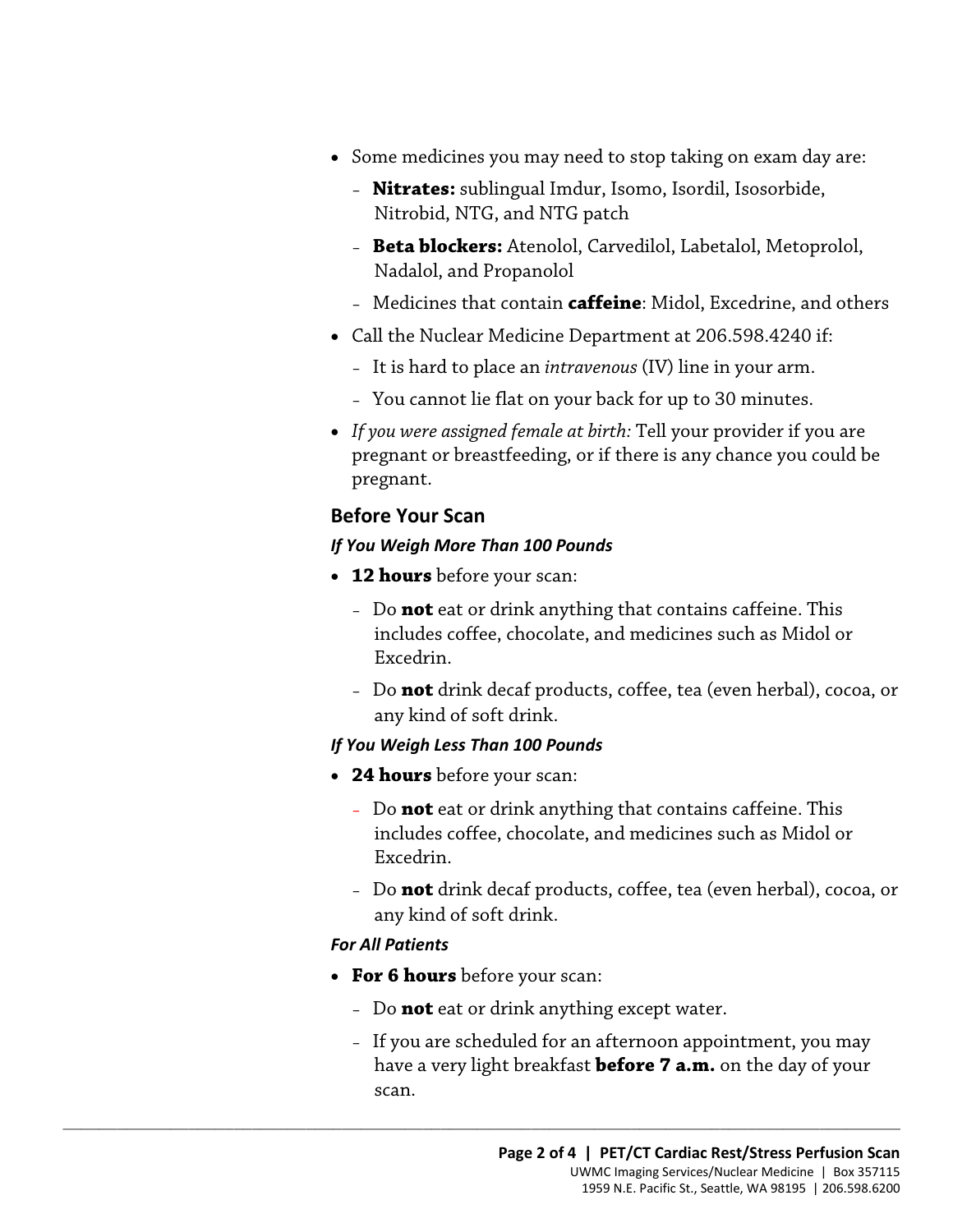- Some medicines you may need to stop taking on exam day are:
  - **Nitrates:** sublingual Imdur, Isomo, Isordil, Isosorbide, Nitrobid, NTG, and NTG patch
  - **Beta blockers:** Atenolol, Carvedilol, Labetalol, Metoprolol, Nadalol, and Propanolol
  - Medicines that contain **caffeine**: Midol, Excedrine, and others
- Call the Nuclear Medicine Department at 206.598.4240 if:
  - It is hard to place an *intravenous* (IV) line in your arm.
  - You cannot lie flat on your back for up to 30 minutes.
- *If you were assigned female at birth:* Tell your provider if you are pregnant or breastfeeding, or if there is any chance you could be pregnant.

## Before Your Scan

### *If You Weigh More Than 100 Pounds*

- **12 hours** before your scan:
  - Do **not** eat or drink anything that contains caffeine. This includes coffee, chocolate, and medicines such as Midol or Excedrin.
  - Do **not** drink decaf products, coffee, tea (even herbal), cocoa, or any kind of soft drink.

### *If You Weigh Less Than 100 Pounds*

- **24 hours** before your scan:
  - Do **not** eat or drink anything that contains caffeine. This includes coffee, chocolate, and medicines such as Midol or Excedrin.
  - Do **not** drink decaf products, coffee, tea (even herbal), cocoa, or any kind of soft drink.

### *For All Patients*

- **For 6 hours** before your scan:
  - Do **not** eat or drink anything except water.
  - If you are scheduled for an afternoon appointment, you may have a very light breakfast **before 7 a.m.** on the day of your scan.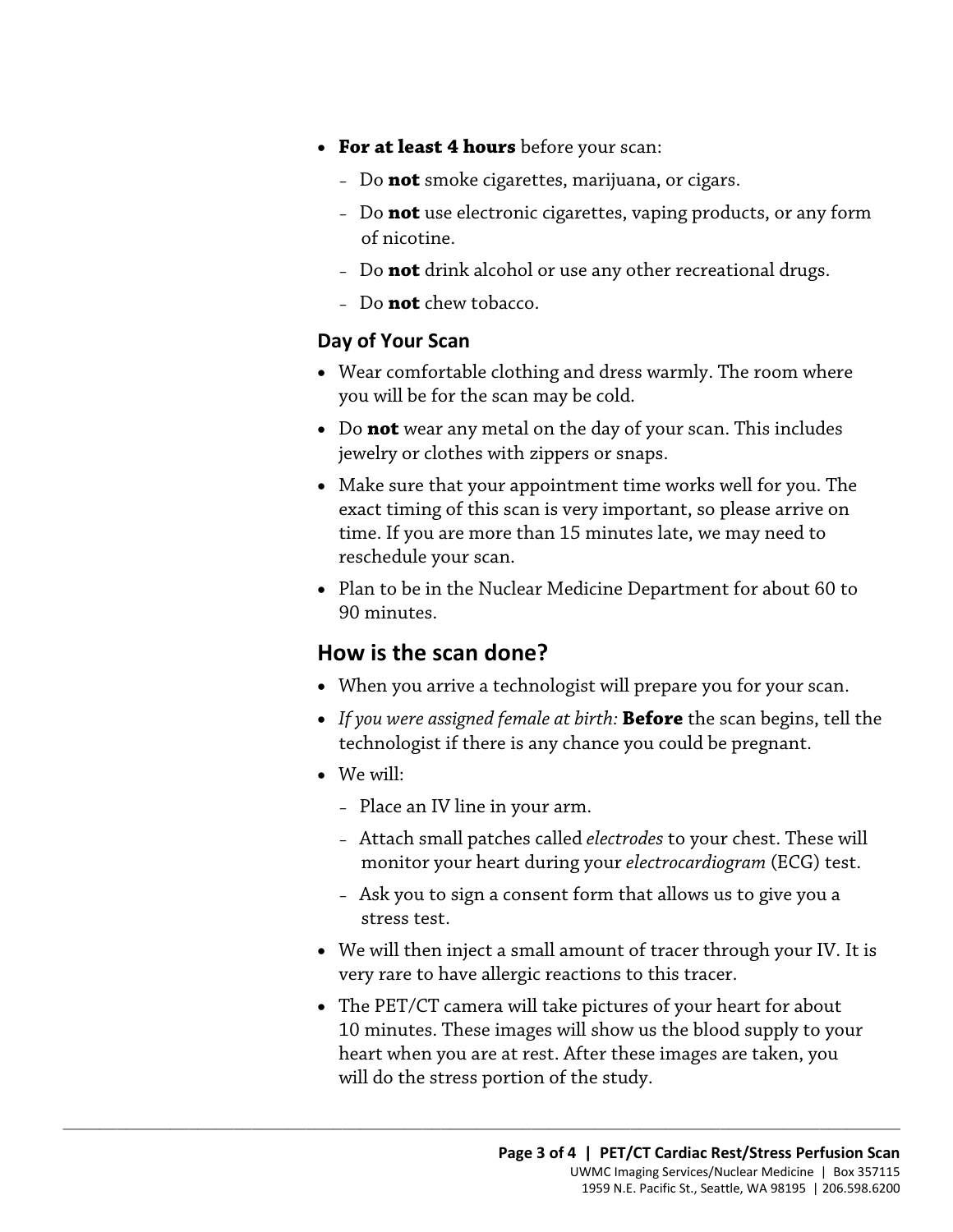- **For at least 4 hours** before your scan:
  - Do **not** smoke cigarettes, marijuana, or cigars.
  - Do **not** use electronic cigarettes, vaping products, or any form of nicotine.
  - Do **not** drink alcohol or use any other recreational drugs.
  - Do **not** chew tobacco.

### Day of Your Scan

- Wear comfortable clothing and dress warmly. The room where you will be for the scan may be cold.
- Do **not** wear any metal on the day of your scan. This includes jewelry or clothes with zippers or snaps.
- Make sure that your appointment time works well for you. The exact timing of this scan is very important, so please arrive on time. If you are more than 15 minutes late, we may need to reschedule your scan.
- Plan to be in the Nuclear Medicine Department for about 60 to 90 minutes.

## How is the scan done?

- When you arrive a technologist will prepare you for your scan.
- *If you were assigned female at birth:* **Before** the scan begins, tell the technologist if there is any chance you could be pregnant.
- We will:
  - Place an IV line in your arm.
  - Attach small patches called *electrodes* to your chest. These will monitor your heart during your *electrocardiogram* (ECG) test.
  - Ask you to sign a consent form that allows us to give you a stress test.
- We will then inject a small amount of tracer through your IV. It is very rare to have allergic reactions to this tracer.
- The PET/CT camera will take pictures of your heart for about 10 minutes. These images will show us the blood supply to your heart when you are at rest. After these images are taken, you will do the stress portion of the study.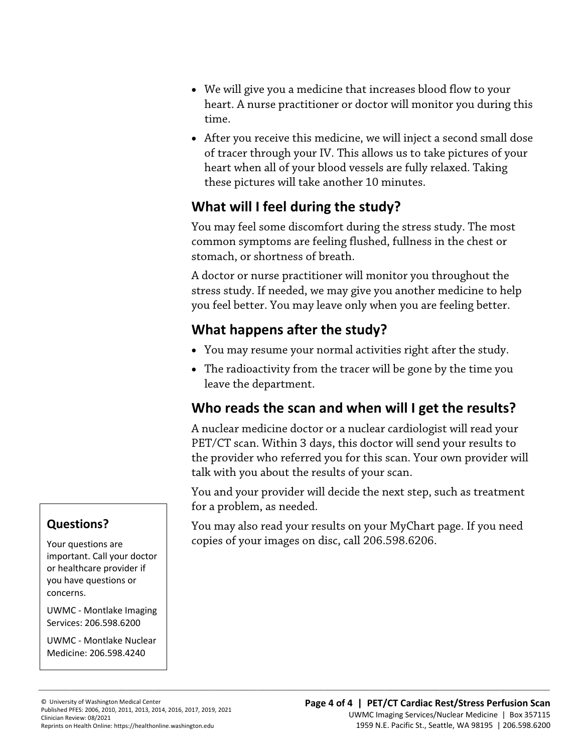- We will give you a medicine that increases blood flow to your heart. A nurse practitioner or doctor will monitor you during this time.
- After you receive this medicine, we will inject a second small dose of tracer through your IV. This allows us to take pictures of your heart when all of your blood vessels are fully relaxed. Taking these pictures will take another 10 minutes.

## What will I feel during the study?

You may feel some discomfort during the stress study. The most common symptoms are feeling flushed, fullness in the chest or stomach, or shortness of breath.

A doctor or nurse practitioner will monitor you throughout the stress study. If needed, we may give you another medicine to help you feel better. You may leave only when you are feeling better.

## What happens after the study?

- You may resume your normal activities right after the study.
- The radioactivity from the tracer will be gone by the time you leave the department.

## Who reads the scan and when will I get the results?

A nuclear medicine doctor or a nuclear cardiologist will read your PET/CT scan. Within 3 days, this doctor will send your results to the provider who referred you for this scan. Your own provider will talk with you about the results of your scan.

You and your provider will decide the next step, such as treatment for a problem, as needed.

You may also read your results on your MyChart page. If you need copies of your images on disc, call 206.598.6206.

### Questions?

Your questions are important. Call your doctor or healthcare provider if you have questions or concerns.

UWMC - Montlake Imaging Services: 206.598.6200

UWMC - Montlake Nuclear Medicine: 206.598.4240

© University of Washington Medical Center
Published PFES: 2006, 2010, 2011, 2013, 2014, 2016, 2017, 2019, 2021
Clinician Review: 08/2021
Reprints on Health Online: https://healthonline.washington.edu

UWMC Imaging Services/Nuclear Medicine | Box 357115
1959 N.E. Pacific St., Seattle, WA 98195 | 206.598.6200